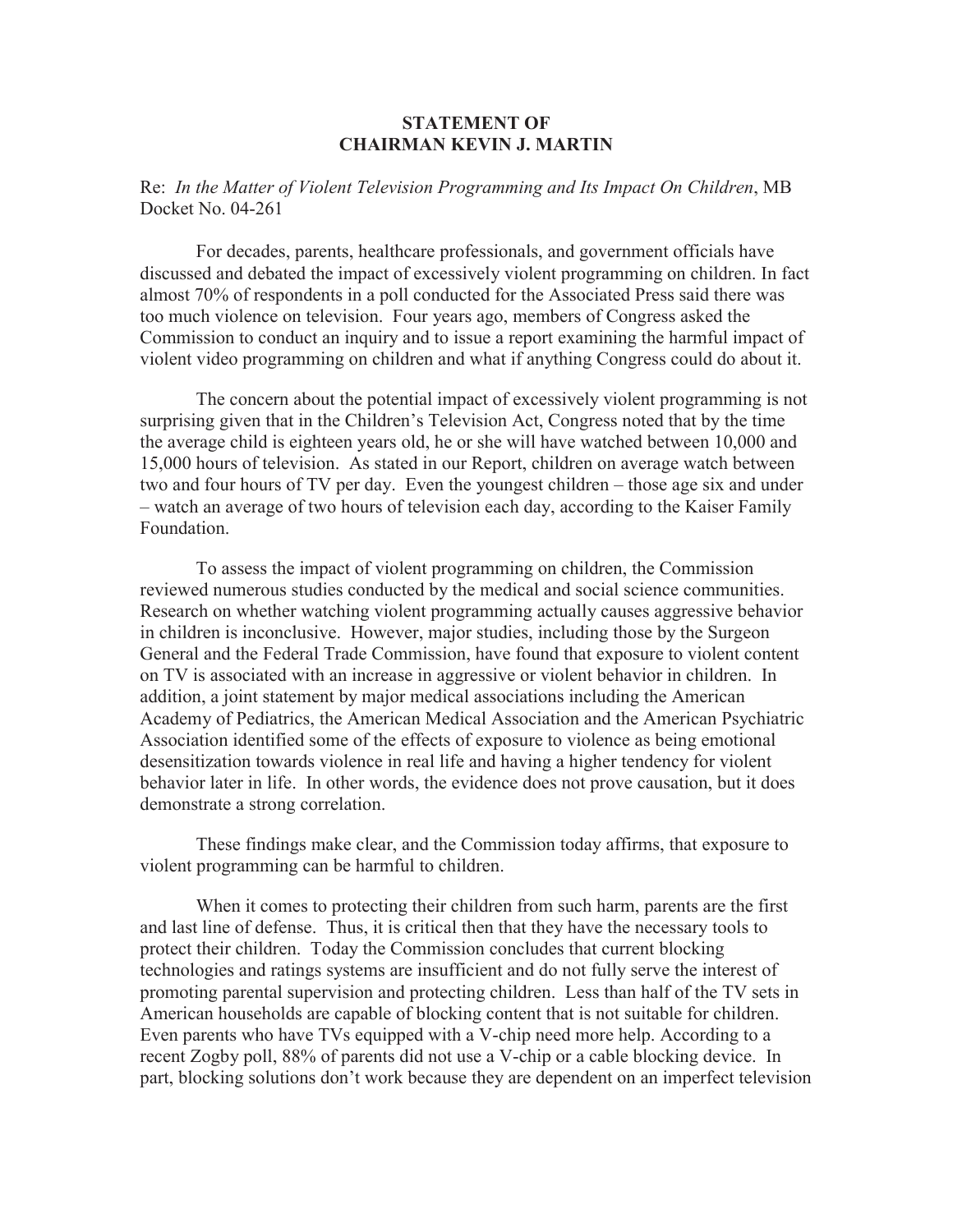**STATEMENT OF**
**CHAIRMAN KEVIN J. MARTIN**

Re: *In the Matter of Violent Television Programming and Its Impact On Children*, MB Docket No. 04-261

For decades, parents, healthcare professionals, and government officials have discussed and debated the impact of excessively violent programming on children. In fact almost 70% of respondents in a poll conducted for the Associated Press said there was too much violence on television. Four years ago, members of Congress asked the Commission to conduct an inquiry and to issue a report examining the harmful impact of violent video programming on children and what if anything Congress could do about it.

The concern about the potential impact of excessively violent programming is not surprising given that in the Children's Television Act, Congress noted that by the time the average child is eighteen years old, he or she will have watched between 10,000 and 15,000 hours of television. As stated in our Report, children on average watch between two and four hours of TV per day. Even the youngest children – those age six and under – watch an average of two hours of television each day, according to the Kaiser Family Foundation.

To assess the impact of violent programming on children, the Commission reviewed numerous studies conducted by the medical and social science communities. Research on whether watching violent programming actually causes aggressive behavior in children is inconclusive. However, major studies, including those by the Surgeon General and the Federal Trade Commission, have found that exposure to violent content on TV is associated with an increase in aggressive or violent behavior in children. In addition, a joint statement by major medical associations including the American Academy of Pediatrics, the American Medical Association and the American Psychiatric Association identified some of the effects of exposure to violence as being emotional desensitization towards violence in real life and having a higher tendency for violent behavior later in life. In other words, the evidence does not prove causation, but it does demonstrate a strong correlation.

These findings make clear, and the Commission today affirms, that exposure to violent programming can be harmful to children.

When it comes to protecting their children from such harm, parents are the first and last line of defense. Thus, it is critical then that they have the necessary tools to protect their children. Today the Commission concludes that current blocking technologies and ratings systems are insufficient and do not fully serve the interest of promoting parental supervision and protecting children. Less than half of the TV sets in American households are capable of blocking content that is not suitable for children. Even parents who have TVs equipped with a V-chip need more help. According to a recent Zogby poll, 88% of parents did not use a V-chip or a cable blocking device. In part, blocking solutions don't work because they are dependent on an imperfect television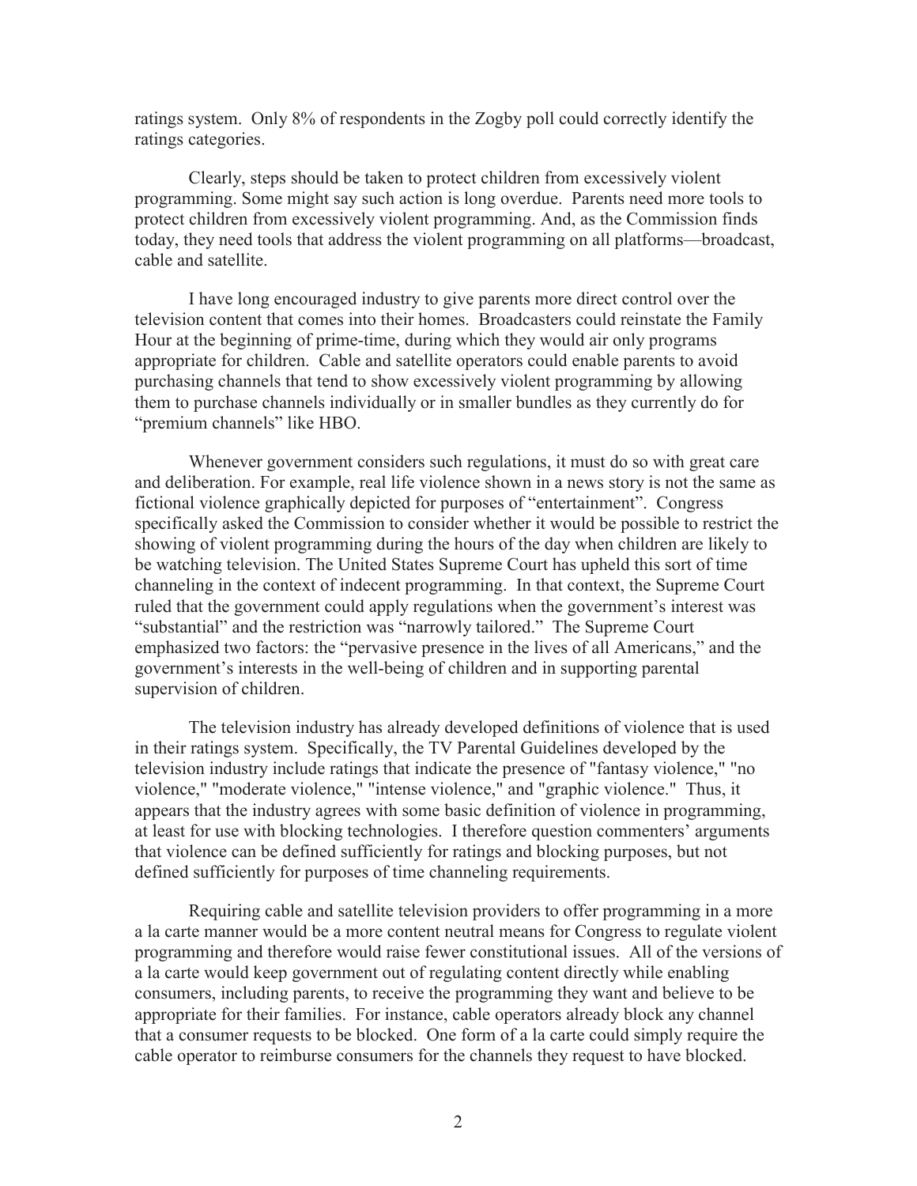ratings system. Only 8% of respondents in the Zogby poll could correctly identify the ratings categories.

Clearly, steps should be taken to protect children from excessively violent programming. Some might say such action is long overdue. Parents need more tools to protect children from excessively violent programming. And, as the Commission finds today, they need tools that address the violent programming on all platforms—broadcast, cable and satellite.

I have long encouraged industry to give parents more direct control over the television content that comes into their homes. Broadcasters could reinstate the Family Hour at the beginning of prime-time, during which they would air only programs appropriate for children. Cable and satellite operators could enable parents to avoid purchasing channels that tend to show excessively violent programming by allowing them to purchase channels individually or in smaller bundles as they currently do for "premium channels" like HBO.

Whenever government considers such regulations, it must do so with great care and deliberation. For example, real life violence shown in a news story is not the same as fictional violence graphically depicted for purposes of "entertainment". Congress specifically asked the Commission to consider whether it would be possible to restrict the showing of violent programming during the hours of the day when children are likely to be watching television. The United States Supreme Court has upheld this sort of time channeling in the context of indecent programming. In that context, the Supreme Court ruled that the government could apply regulations when the government's interest was "substantial" and the restriction was "narrowly tailored." The Supreme Court emphasized two factors: the "pervasive presence in the lives of all Americans," and the government's interests in the well-being of children and in supporting parental supervision of children.

The television industry has already developed definitions of violence that is used in their ratings system. Specifically, the TV Parental Guidelines developed by the television industry include ratings that indicate the presence of "fantasy violence," "no violence," "moderate violence," "intense violence," and "graphic violence." Thus, it appears that the industry agrees with some basic definition of violence in programming, at least for use with blocking technologies. I therefore question commenters' arguments that violence can be defined sufficiently for ratings and blocking purposes, but not defined sufficiently for purposes of time channeling requirements.

Requiring cable and satellite television providers to offer programming in a more a la carte manner would be a more content neutral means for Congress to regulate violent programming and therefore would raise fewer constitutional issues. All of the versions of a la carte would keep government out of regulating content directly while enabling consumers, including parents, to receive the programming they want and believe to be appropriate for their families. For instance, cable operators already block any channel that a consumer requests to be blocked. One form of a la carte could simply require the cable operator to reimburse consumers for the channels they request to have blocked.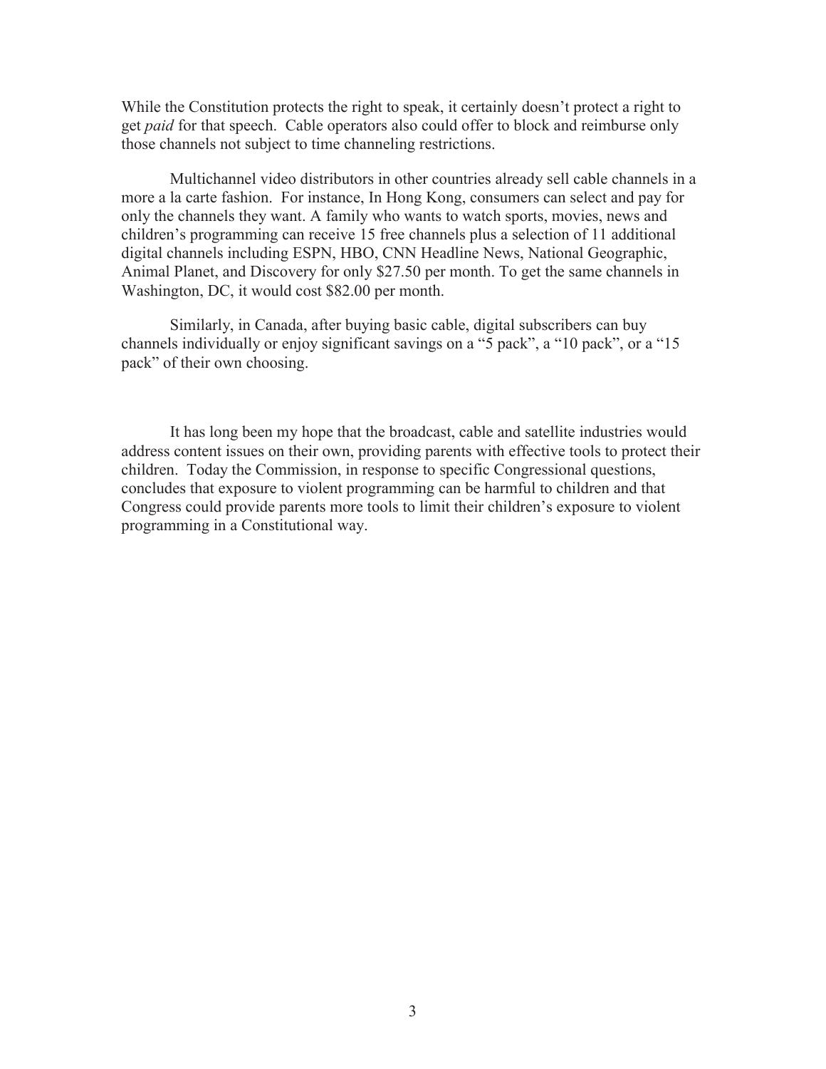While the Constitution protects the right to speak, it certainly doesn't protect a right to get *paid* for that speech. Cable operators also could offer to block and reimburse only those channels not subject to time channeling restrictions.

Multichannel video distributors in other countries already sell cable channels in a more a la carte fashion. For instance, In Hong Kong, consumers can select and pay for only the channels they want. A family who wants to watch sports, movies, news and children's programming can receive 15 free channels plus a selection of 11 additional digital channels including ESPN, HBO, CNN Headline News, National Geographic, Animal Planet, and Discovery for only $27.50 per month. To get the same channels in Washington, DC, it would cost $82.00 per month.

Similarly, in Canada, after buying basic cable, digital subscribers can buy channels individually or enjoy significant savings on a "5 pack", a "10 pack", or a "15 pack" of their own choosing.

It has long been my hope that the broadcast, cable and satellite industries would address content issues on their own, providing parents with effective tools to protect their children. Today the Commission, in response to specific Congressional questions, concludes that exposure to violent programming can be harmful to children and that Congress could provide parents more tools to limit their children's exposure to violent programming in a Constitutional way.